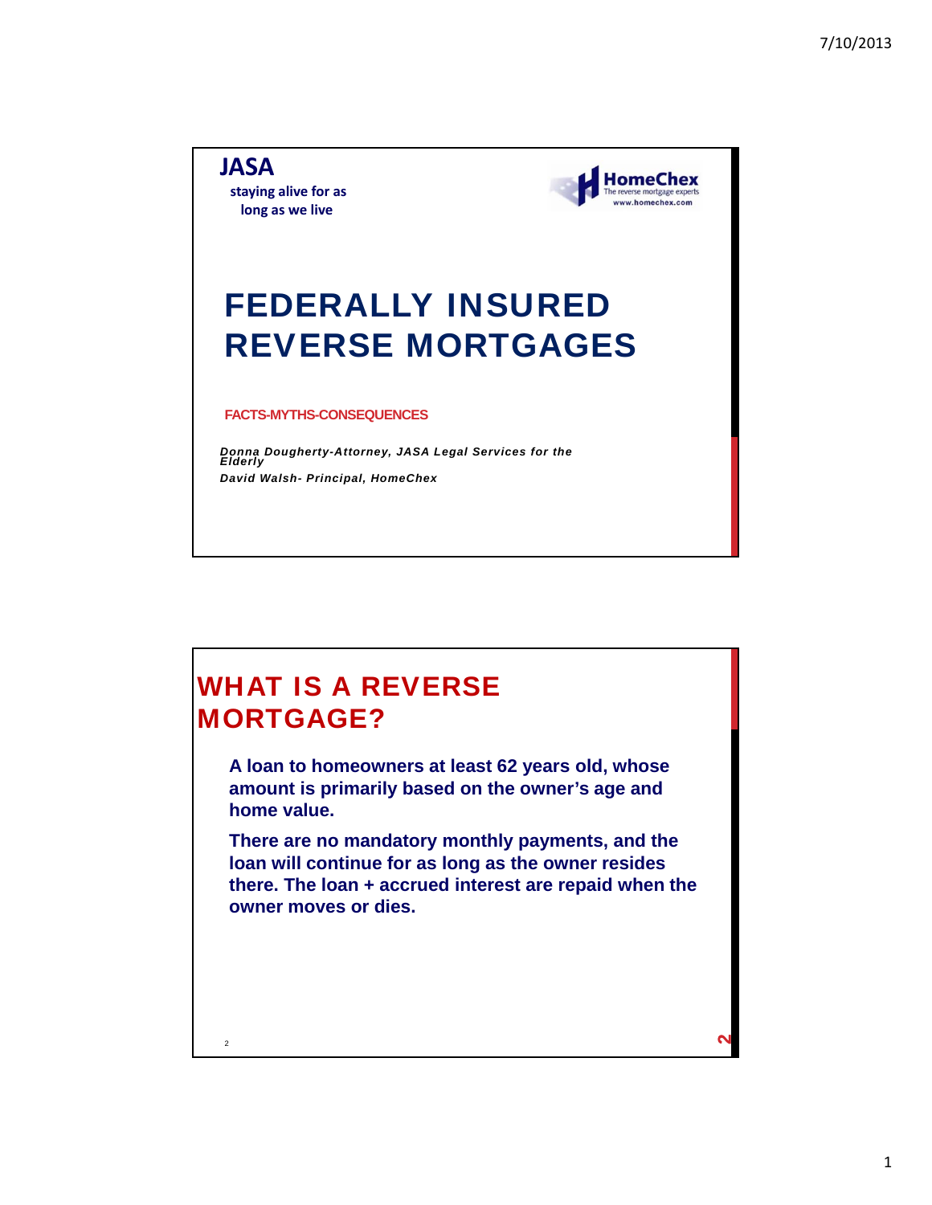**JASA**
staying alive for as long as we live

HomeChex
The reverse mortgage experts
www.homechex.com

# FEDERALLY INSURED REVERSE MORTGAGES

**FACTS-MYTHS-CONSEQUENCES**

*Donna Dougherty-Attorney, JASA Legal Services for the Elderly*

*David Walsh- Principal, HomeChex*

## WHAT IS A REVERSE MORTGAGE?

**A loan to homeowners at least 62 years old, whose amount is primarily based on the owner's age and home value.**

**There are no mandatory monthly payments, and the loan will continue for as long as the owner resides there. The loan + accrued interest are repaid when the owner moves or dies.**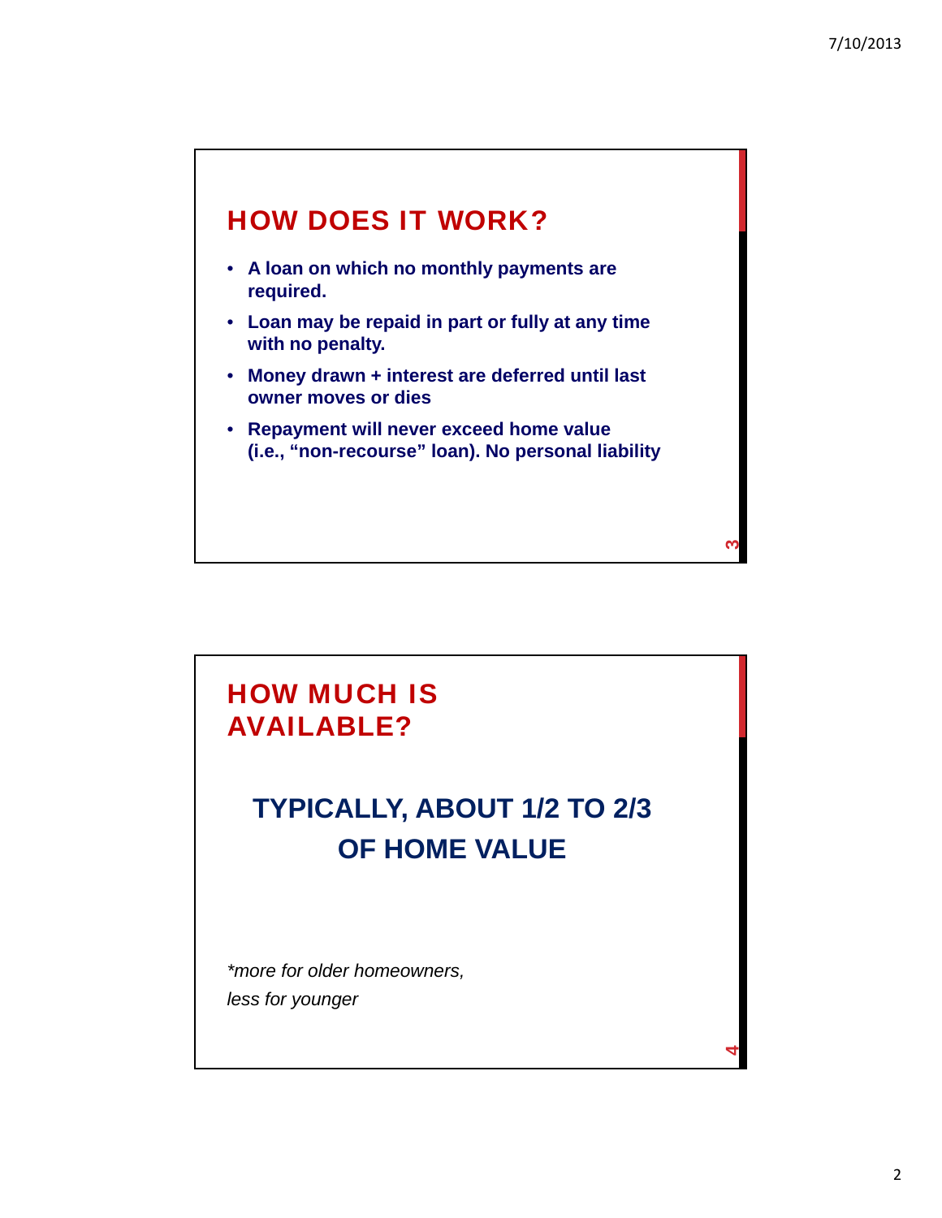## HOW DOES IT WORK?

- A loan on which no monthly payments are required.
- Loan may be repaid in part or fully at any time with no penalty.
- Money drawn + interest are deferred until last owner moves or dies
- Repayment will never exceed home value (i.e., "non-recourse" loan). No personal liability

## HOW MUCH IS AVAILABLE?

**TYPICALLY, ABOUT 1/2 TO 2/3 OF HOME VALUE**

*\*more for older homeowners, less for younger*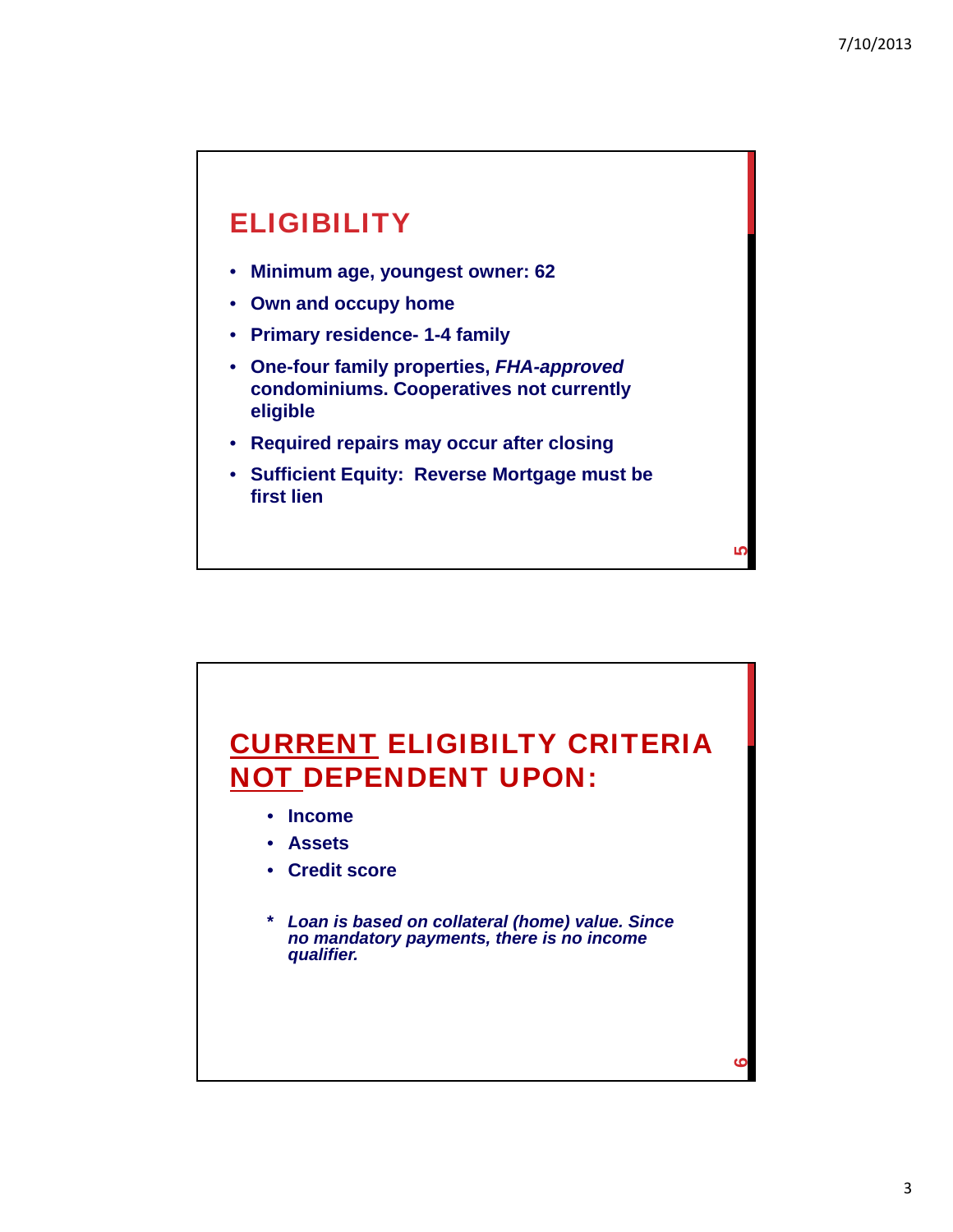## ELIGIBILITY

- **Minimum age, youngest owner: 62**
- **Own and occupy home**
- **Primary residence- 1-4 family**
- **One-four family properties, *FHA-approved* condominiums. Cooperatives not currently eligible**
- **Required repairs may occur after closing**
- **Sufficient Equity: Reverse Mortgage must be first lien**

## CURRENT ELIGIBILTY CRITERIA NOT DEPENDENT UPON:

- **Income**
- **Assets**
- **Credit score**

***\* Loan is based on collateral (home) value. Since no mandatory payments, there is no income qualifier.***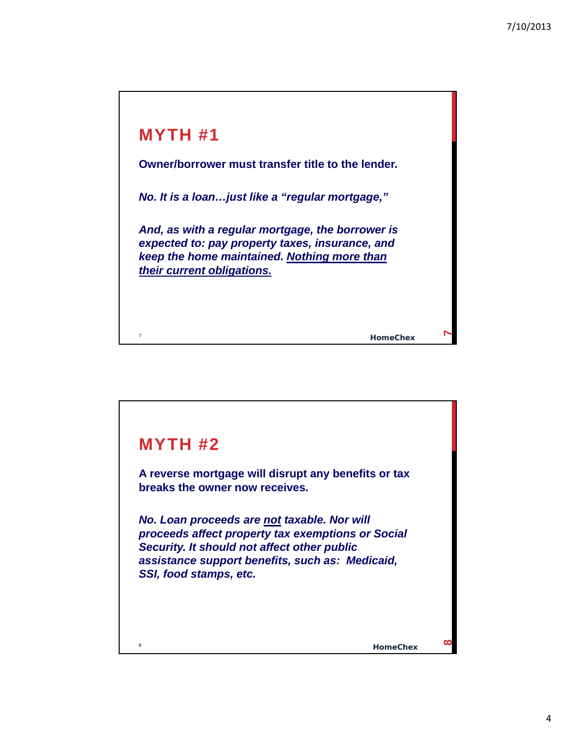## MYTH #1

**Owner/borrower must transfer title to the lender.**

***No. It is a loan…just like a "regular mortgage,"***

***And, as with a regular mortgage, the borrower is expected to: pay property taxes, insurance, and keep the home maintained. <u>Nothing more than their current obligations.</u>***

HomeChex

## MYTH #2

**A reverse mortgage will disrupt any benefits or tax breaks the owner now receives.**

***No. Loan proceeds are <u>not</u> taxable. Nor will proceeds affect property tax exemptions or Social Security. It should not affect other public assistance support benefits, such as: Medicaid, SSI, food stamps, etc.***

HomeChex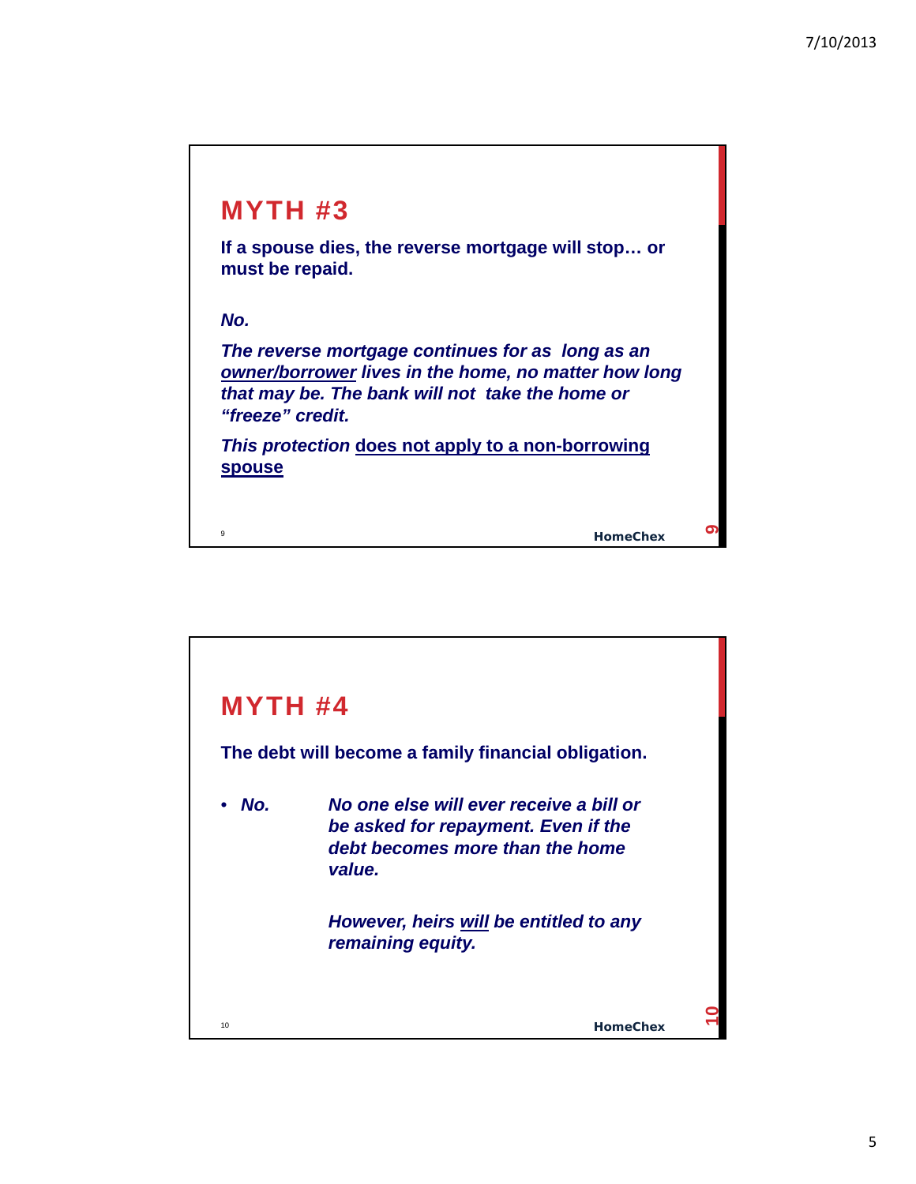## MYTH #3

**If a spouse dies, the reverse mortgage will stop… or must be repaid.**

***No.***

***The reverse mortgage continues for as long as an <u>owner/borrower</u> lives in the home, no matter how long that may be. The bank will not take the home or "freeze" credit.***

***This protection*** **<u>does not apply to a non-borrowing spouse</u>**

## MYTH #4

**The debt will become a family financial obligation.**

- ***No.*** ***No one else will ever receive a bill or be asked for repayment. Even if the debt becomes more than the home value.***

  ***However, heirs <u>will</u> be entitled to any remaining equity.***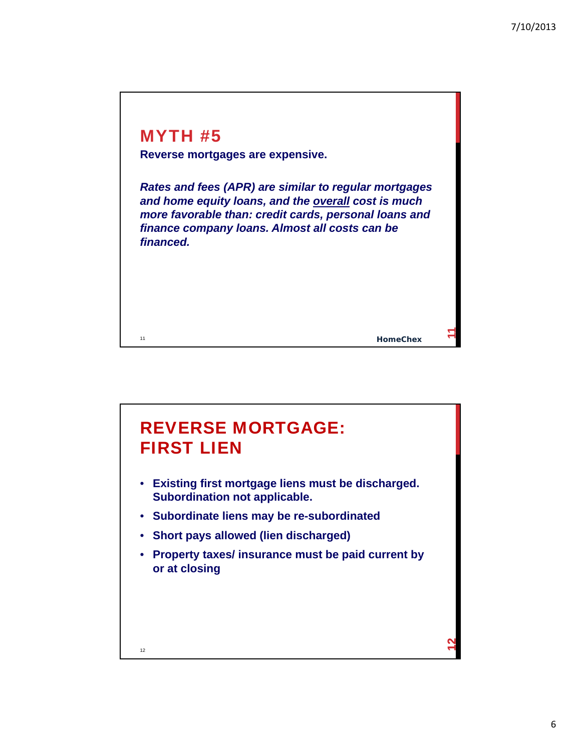## MYTH #5

**Reverse mortgages are expensive.**

***Rates and fees (APR) are similar to regular mortgages and home equity loans, and the <u>overall</u> cost is much more favorable than: credit cards, personal loans and finance company loans. Almost all costs can be financed.***

HomeChex

## REVERSE MORTGAGE: FIRST LIEN

- **Existing first mortgage liens must be discharged. Subordination not applicable.**
- **Subordinate liens may be re-subordinated**
- **Short pays allowed (lien discharged)**
- **Property taxes/ insurance must be paid current by or at closing**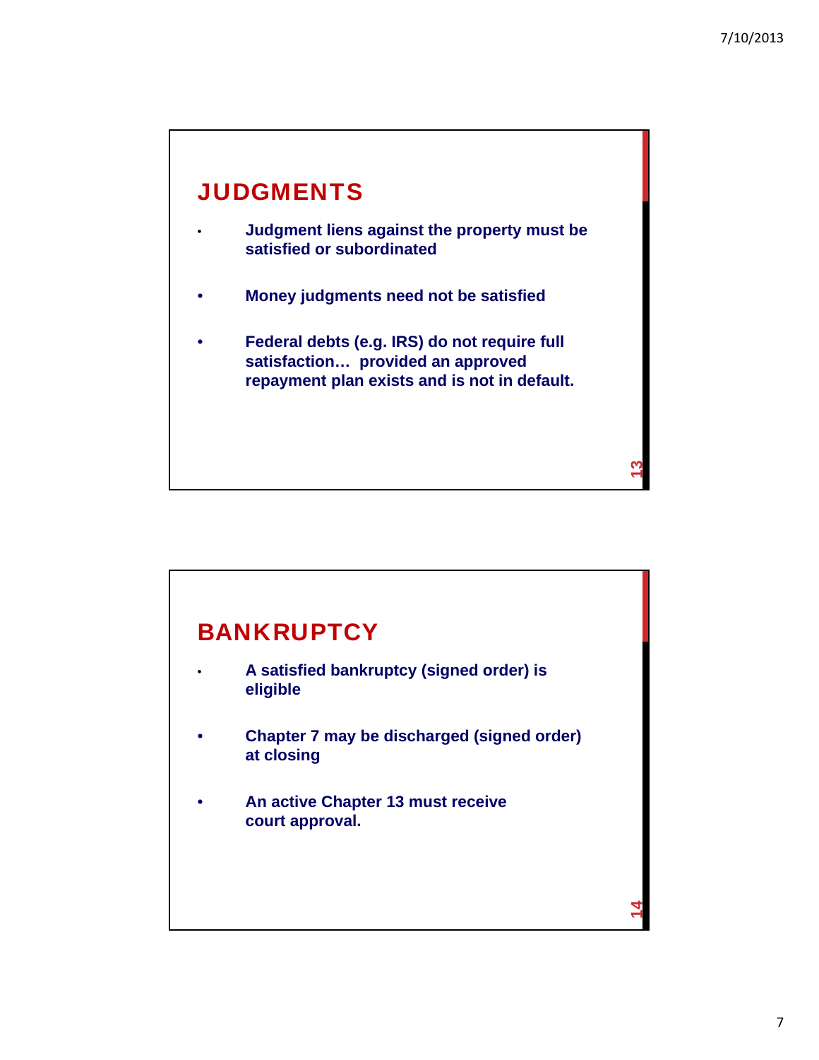## JUDGMENTS

- **Judgment liens against the property must be satisfied or subordinated**
- **Money judgments need not be satisfied**
- **Federal debts (e.g. IRS) do not require full satisfaction… provided an approved repayment plan exists and is not in default.**

## BANKRUPTCY

- **A satisfied bankruptcy (signed order) is eligible**
- **Chapter 7 may be discharged (signed order) at closing**
- **An active Chapter 13 must receive court approval.**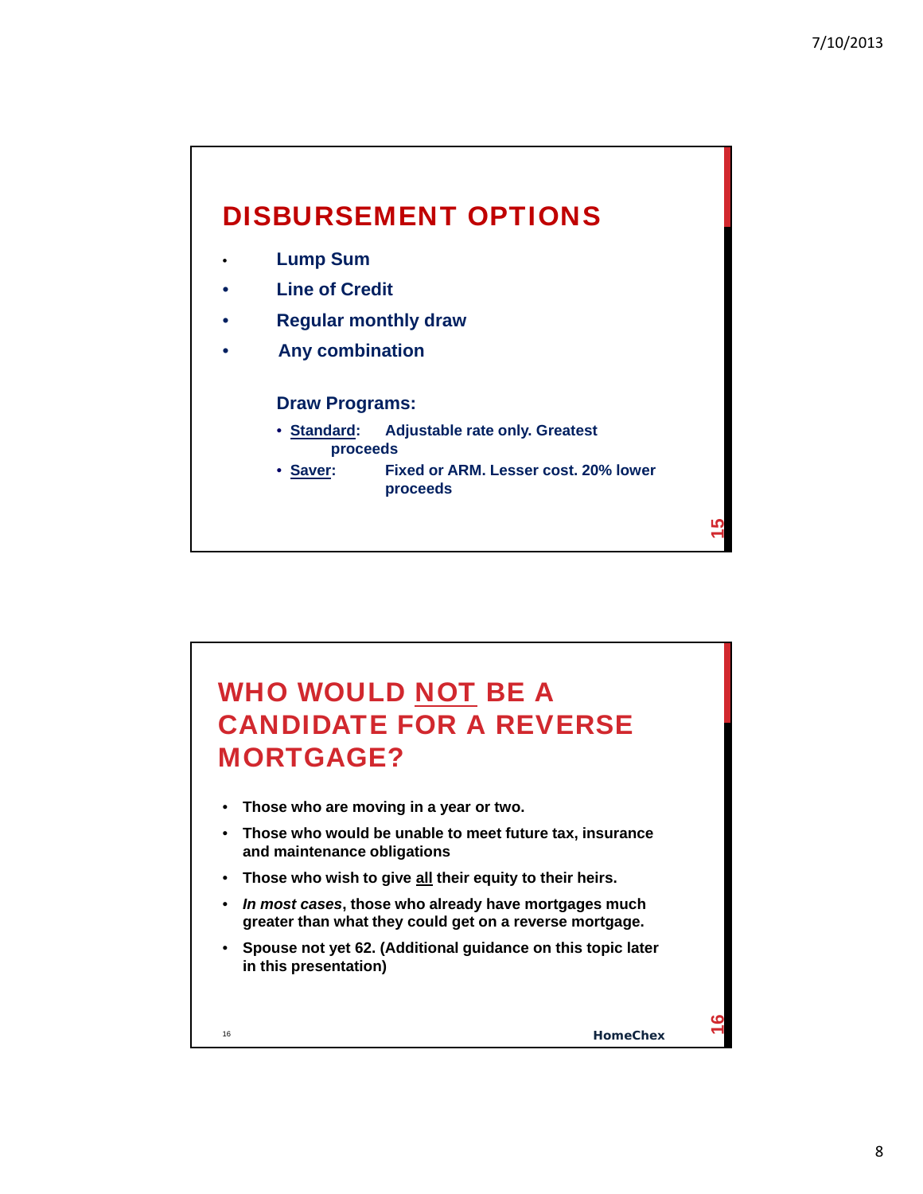## DISBURSEMENT OPTIONS

- Lump Sum
- Line of Credit
- Regular monthly draw
- Any combination

**Draw Programs:**

- **Standard:** Adjustable rate only. Greatest proceeds
- **Saver:** Fixed or ARM. Lesser cost. 20% lower proceeds

## WHO WOULD NOT BE A CANDIDATE FOR A REVERSE MORTGAGE?

- Those who are moving in a year or two.
- Those who would be unable to meet future tax, insurance and maintenance obligations
- Those who wish to give all their equity to their heirs.
- *In most cases*, those who already have mortgages much greater than what they could get on a reverse mortgage.
- Spouse not yet 62. (Additional guidance on this topic later in this presentation)

HomeChex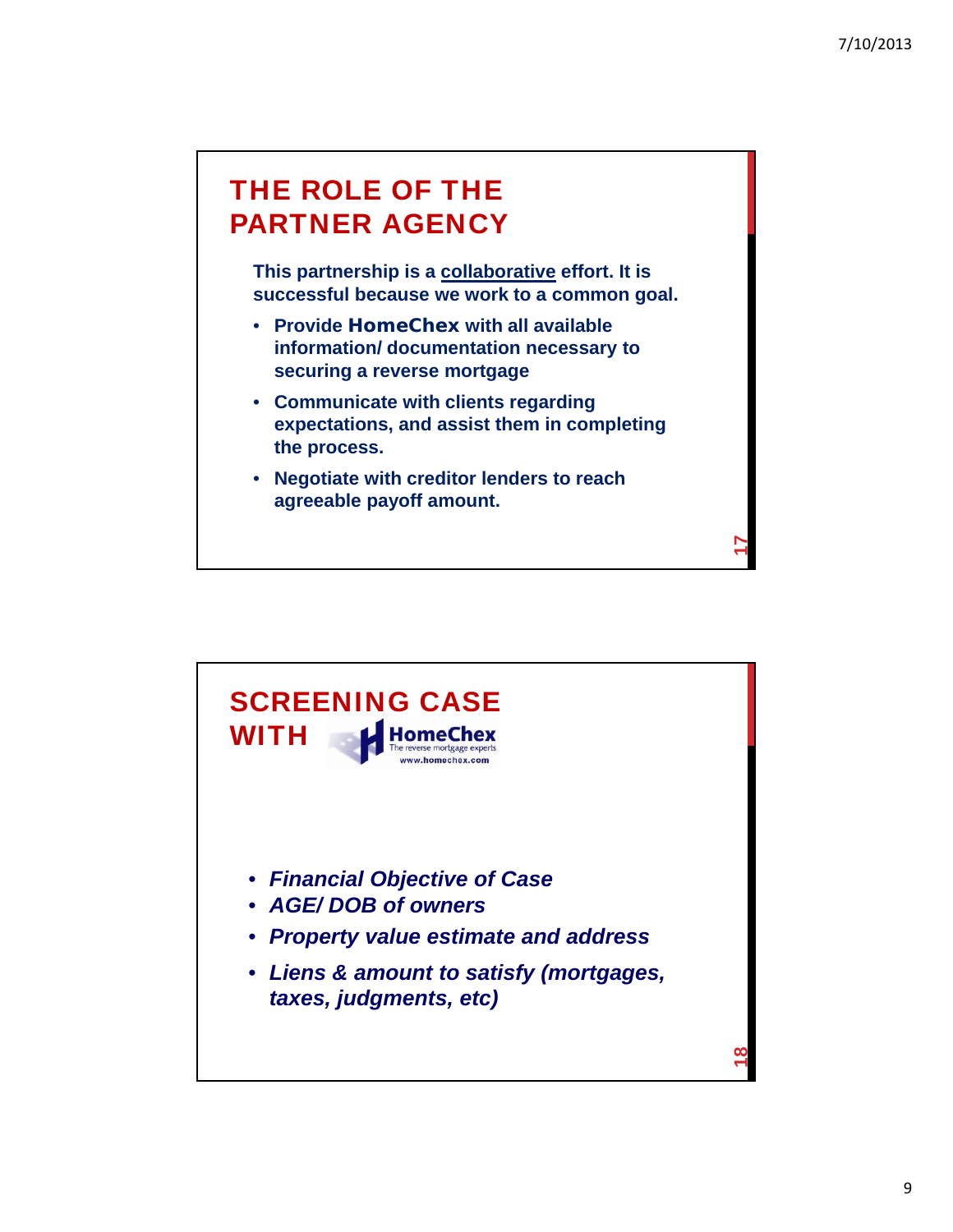## THE ROLE OF THE PARTNER AGENCY

**This partnership is a collaborative effort. It is successful because we work to a common goal.**

- **Provide HomeChex with all available information/ documentation necessary to securing a reverse mortgage**
- **Communicate with clients regarding expectations, and assist them in completing the process.**
- **Negotiate with creditor lenders to reach agreeable payoff amount.**

## SCREENING CASE WITH HomeChex

HomeChex
The reverse mortgage experts
www.homechex.com

- ***Financial Objective of Case***
- ***AGE/ DOB of owners***
- ***Property value estimate and address***
- ***Liens & amount to satisfy (mortgages, taxes, judgments, etc)***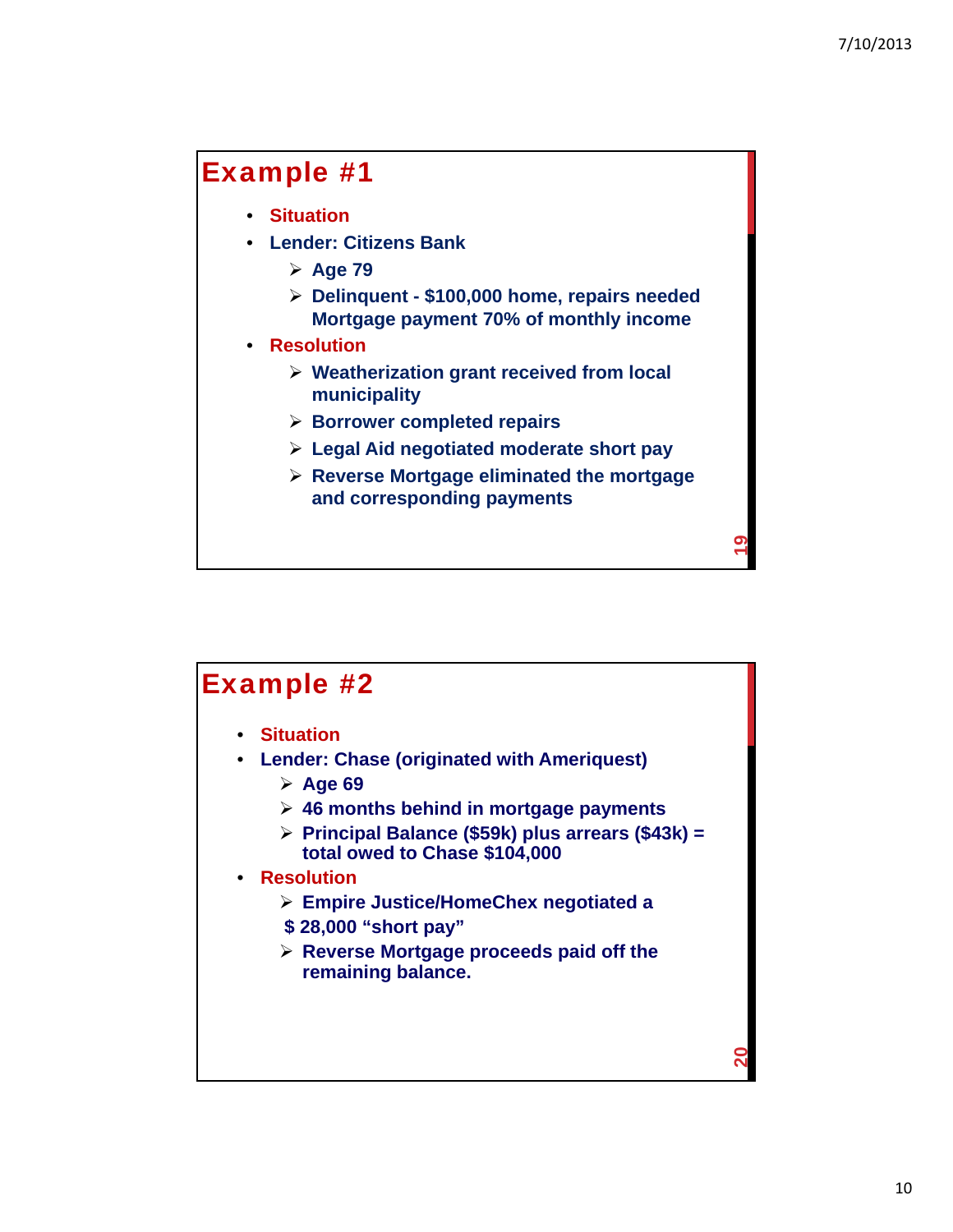## Example #1

- **Situation**
- **Lender: Citizens Bank**
  - **Age 79**
  - **Delinquent - $100,000 home, repairs needed Mortgage payment 70% of monthly income**
- **Resolution**
  - **Weatherization grant received from local municipality**
  - **Borrower completed repairs**
  - **Legal Aid negotiated moderate short pay**
  - **Reverse Mortgage eliminated the mortgage and corresponding payments**

## Example #2

- **Situation**
- **Lender: Chase (originated with Ameriquest)**
  - **Age 69**
  - **46 months behind in mortgage payments**
  - **Principal Balance ($59k) plus arrears ($43k) = total owed to Chase $104,000**
- **Resolution**
  - **Empire Justice/HomeChex negotiated a $ 28,000 "short pay"**
  - **Reverse Mortgage proceeds paid off the remaining balance.**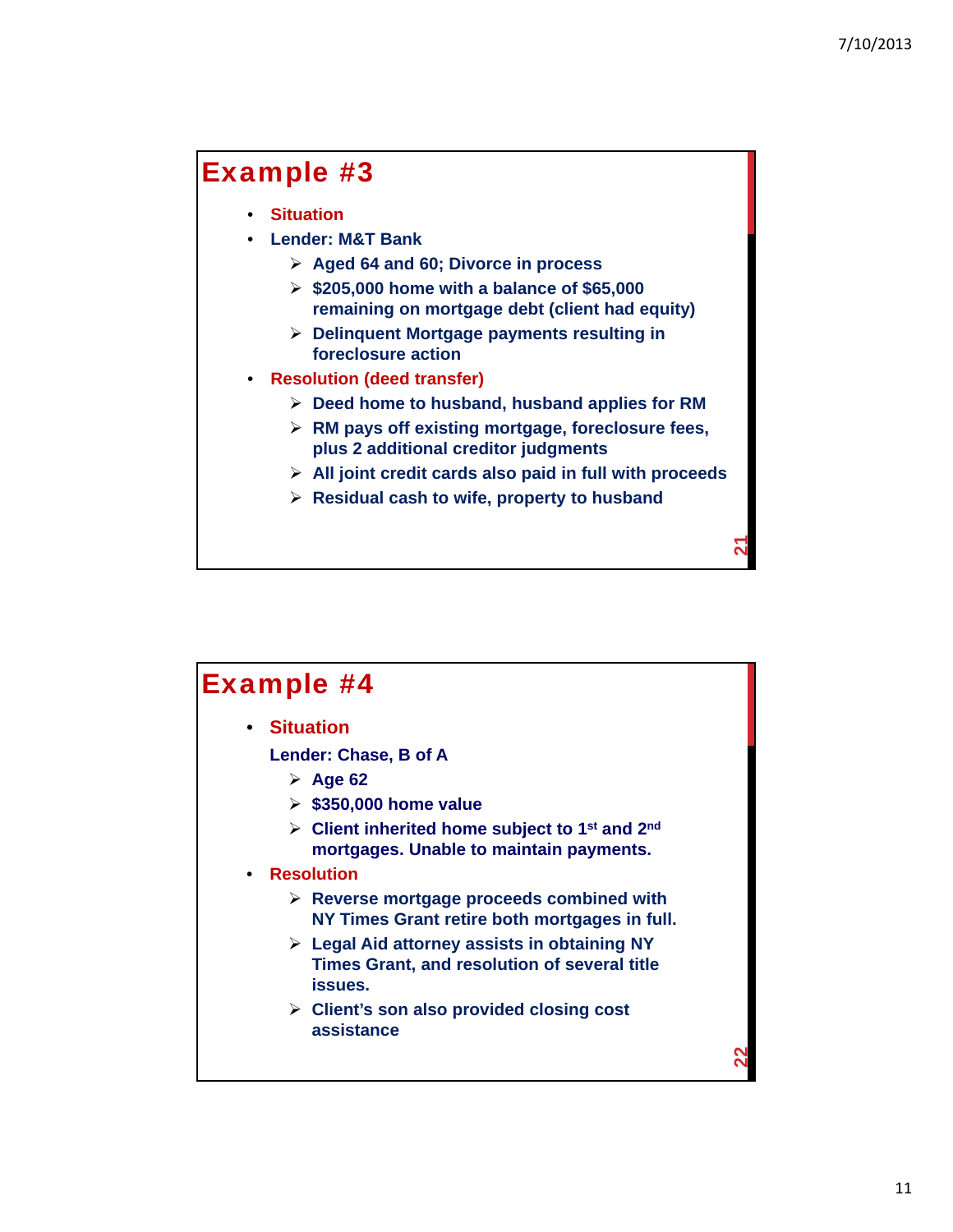## Example #3

- Situation
- Lender: M&T Bank
  - Aged 64 and 60; Divorce in process
  - $205,000 home with a balance of $65,000 remaining on mortgage debt (client had equity)
  - Delinquent Mortgage payments resulting in foreclosure action
- Resolution (deed transfer)
  - Deed home to husband, husband applies for RM
  - RM pays off existing mortgage, foreclosure fees, plus 2 additional creditor judgments
  - All joint credit cards also paid in full with proceeds
  - Residual cash to wife, property to husband

## Example #4

- Situation

  Lender: Chase, B of A
  - Age 62
  - $350,000 home value
  - Client inherited home subject to 1st and 2nd mortgages. Unable to maintain payments.
- Resolution
  - Reverse mortgage proceeds combined with NY Times Grant retire both mortgages in full.
  - Legal Aid attorney assists in obtaining NY Times Grant, and resolution of several title issues.
  - Client's son also provided closing cost assistance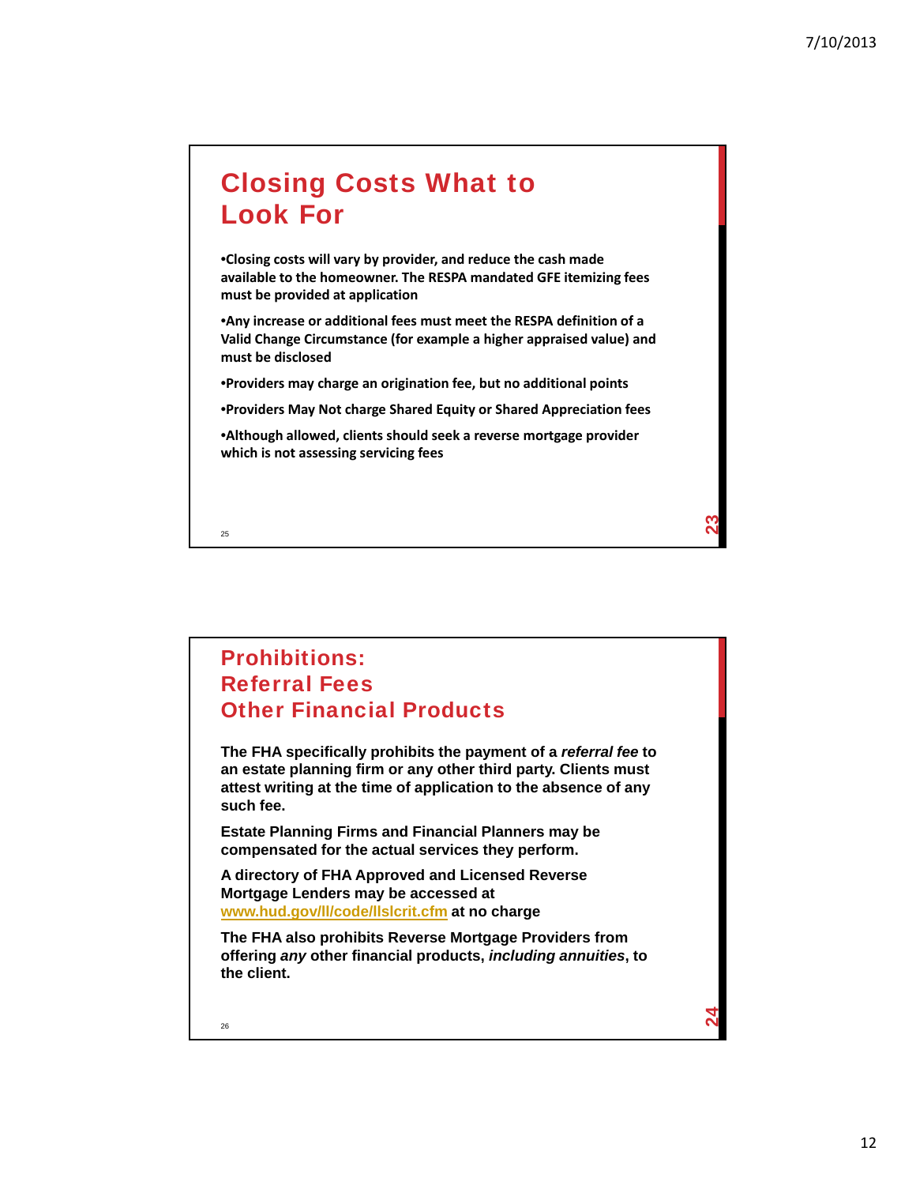## Closing Costs What to Look For

- **Closing costs will vary by provider, and reduce the cash made available to the homeowner. The RESPA mandated GFE itemizing fees must be provided at application**
- **Any increase or additional fees must meet the RESPA definition of a Valid Change Circumstance (for example a higher appraised value) and must be disclosed**
- **Providers may charge an origination fee, but no additional points**
- **Providers May Not charge Shared Equity or Shared Appreciation fees**
- **Although allowed, clients should seek a reverse mortgage provider which is not assessing servicing fees**

## Prohibitions: Referral Fees Other Financial Products

**The FHA specifically prohibits the payment of a *referral fee* to an estate planning firm or any other third party. Clients must attest writing at the time of application to the absence of any such fee.**

**Estate Planning Firms and Financial Planners may be compensated for the actual services they perform.**

**A directory of FHA Approved and Licensed Reverse Mortgage Lenders may be accessed at www.hud.gov/ll/code/llslcrit.cfm at no charge**

**The FHA also prohibits Reverse Mortgage Providers from offering *any* other financial products, *including annuities*, to the client.**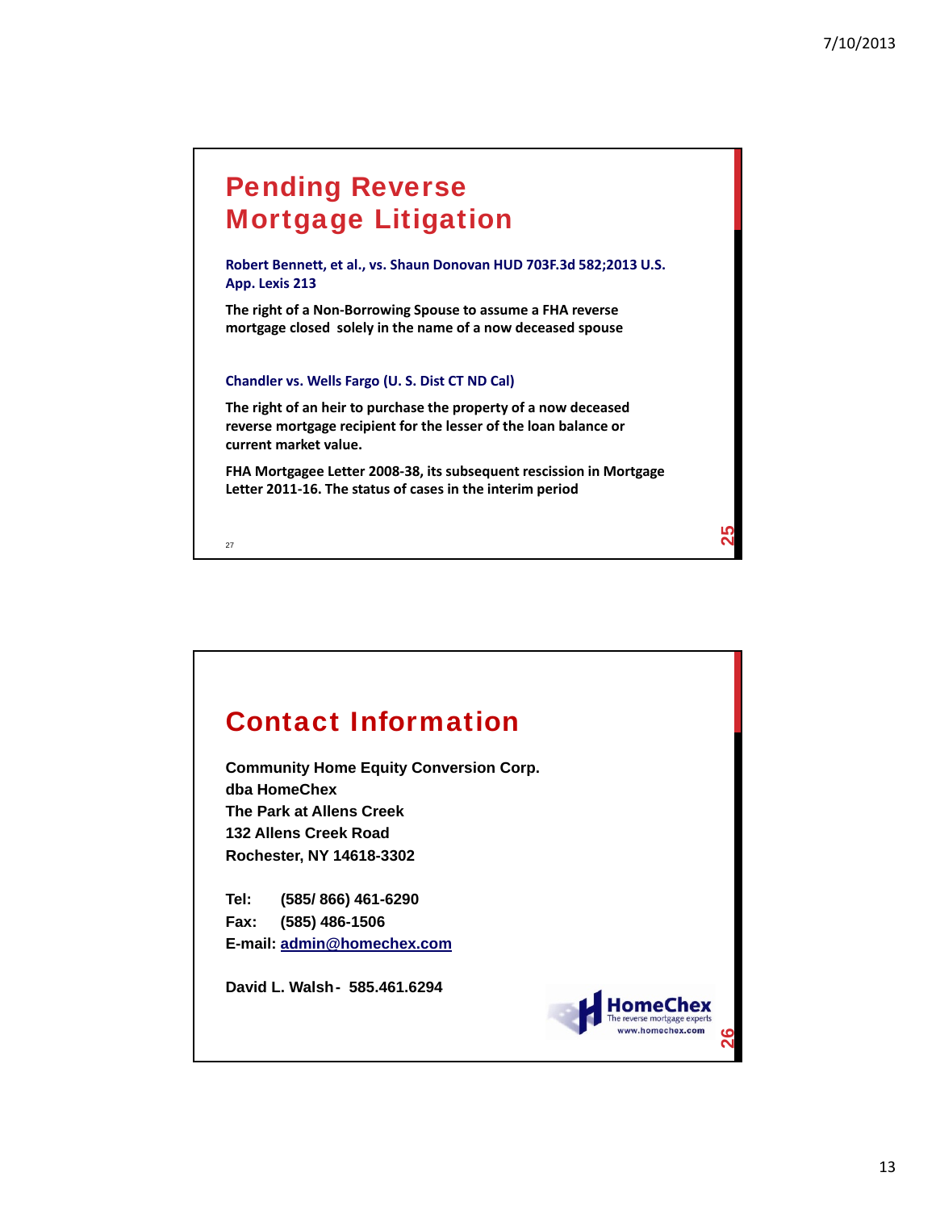# Pending Reverse Mortgage Litigation

**Robert Bennett, et al., vs. Shaun Donovan HUD 703F.3d 582;2013 U.S. App. Lexis 213**

**The right of a Non-Borrowing Spouse to assume a FHA reverse mortgage closed solely in the name of a now deceased spouse**

**Chandler vs. Wells Fargo (U. S. Dist CT ND Cal)**

**The right of an heir to purchase the property of a now deceased reverse mortgage recipient for the lesser of the loan balance or current market value.**

**FHA Mortgagee Letter 2008-38, its subsequent rescission in Mortgage Letter 2011-16. The status of cases in the interim period**

# Contact Information

**Community Home Equity Conversion Corp.**
**dba HomeChex**
**The Park at Allens Creek**
**132 Allens Creek Road**
**Rochester, NY 14618-3302**

**Tel: (585/ 866) 461-6290**
**Fax: (585) 486-1506**
**E-mail: admin@homechex.com**

**David L. Walsh - 585.461.6294**

HomeChex
The reverse mortgage experts
www.homechex.com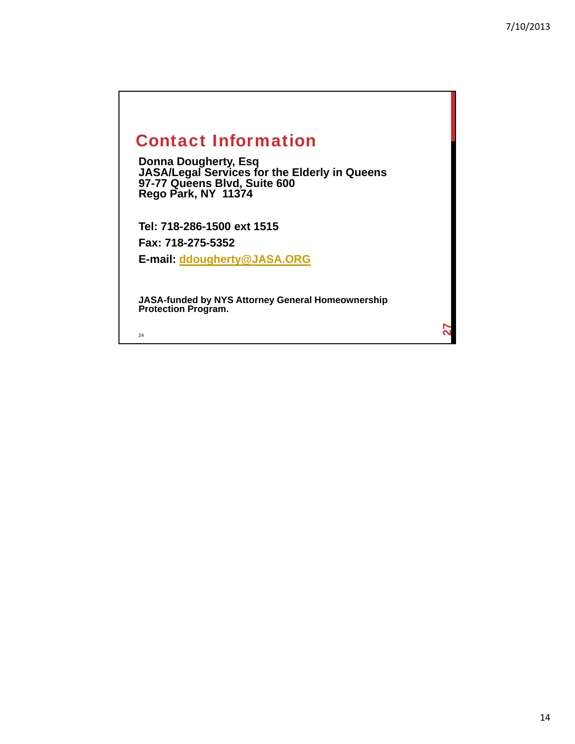## Contact Information

**Donna Dougherty, Esq**
**JASA/Legal Services for the Elderly in Queens**
**97-77 Queens Blvd, Suite 600**
**Rego Park, NY 11374**

**Tel: 718-286-1500 ext 1515**

**Fax: 718-275-5352**

**E-mail: ddougherty@JASA.ORG**

**JASA-funded by NYS Attorney General Homeownership Protection Program.**